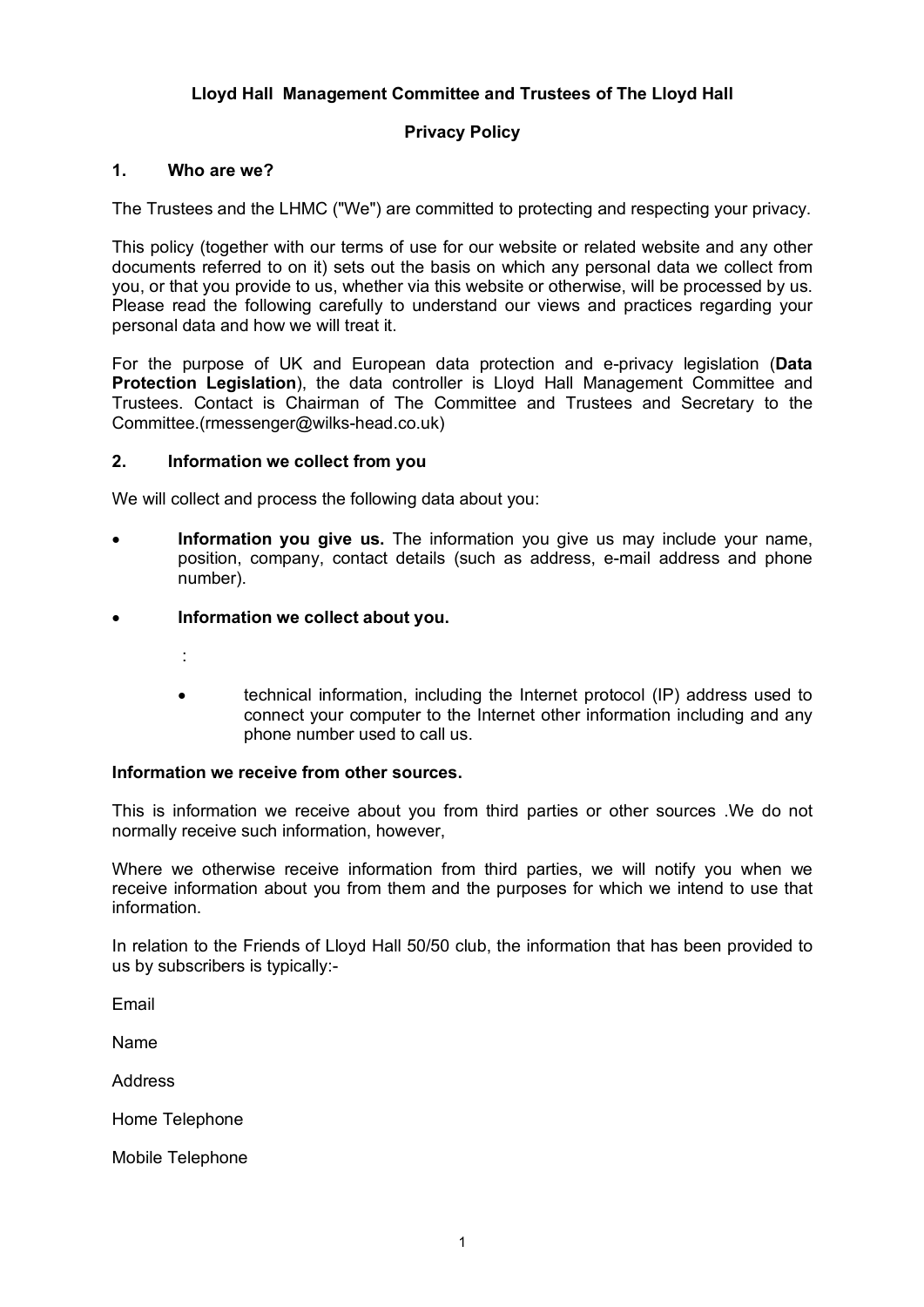# Lloyd Hall Management Committee and Trustees of The Lloyd Hall

## Privacy Policy

### 1. Who are we?

The Trustees and the LHMC ("We") are committed to protecting and respecting your privacy.

This policy (together with our terms of use for our website or related website and any other documents referred to on it) sets out the basis on which any personal data we collect from you, or that you provide to us, whether via this website or otherwise, will be processed by us. Please read the following carefully to understand our views and practices regarding your personal data and how we will treat it.

For the purpose of UK and European data protection and e-privacy legislation (**Data Protection Legislation**), the data controller is Lloyd Hall Management Committee and Trustees. Contact is Chairman of The Committee and Trustees and Secretary to the Committee.(rmessenger@wilks-head.co.uk)

### 2. Information we collect from you

We will collect and process the following data about you:

- **Information you give us.** The information you give us may include your name, position, company, contact details (such as address, e-mail address and phone number).
- **Information we collect about you.**

  :

  - technical information, including the Internet protocol (IP) address used to connect your computer to the Internet other information including and any phone number used to call us.

**Information we receive from other sources.**

This is information we receive about you from third parties or other sources .We do not normally receive such information, however,

Where we otherwise receive information from third parties, we will notify you when we receive information about you from them and the purposes for which we intend to use that information.

In relation to the Friends of Lloyd Hall 50/50 club, the information that has been provided to us by subscribers is typically:-

Email

Name

Address

Home Telephone

Mobile Telephone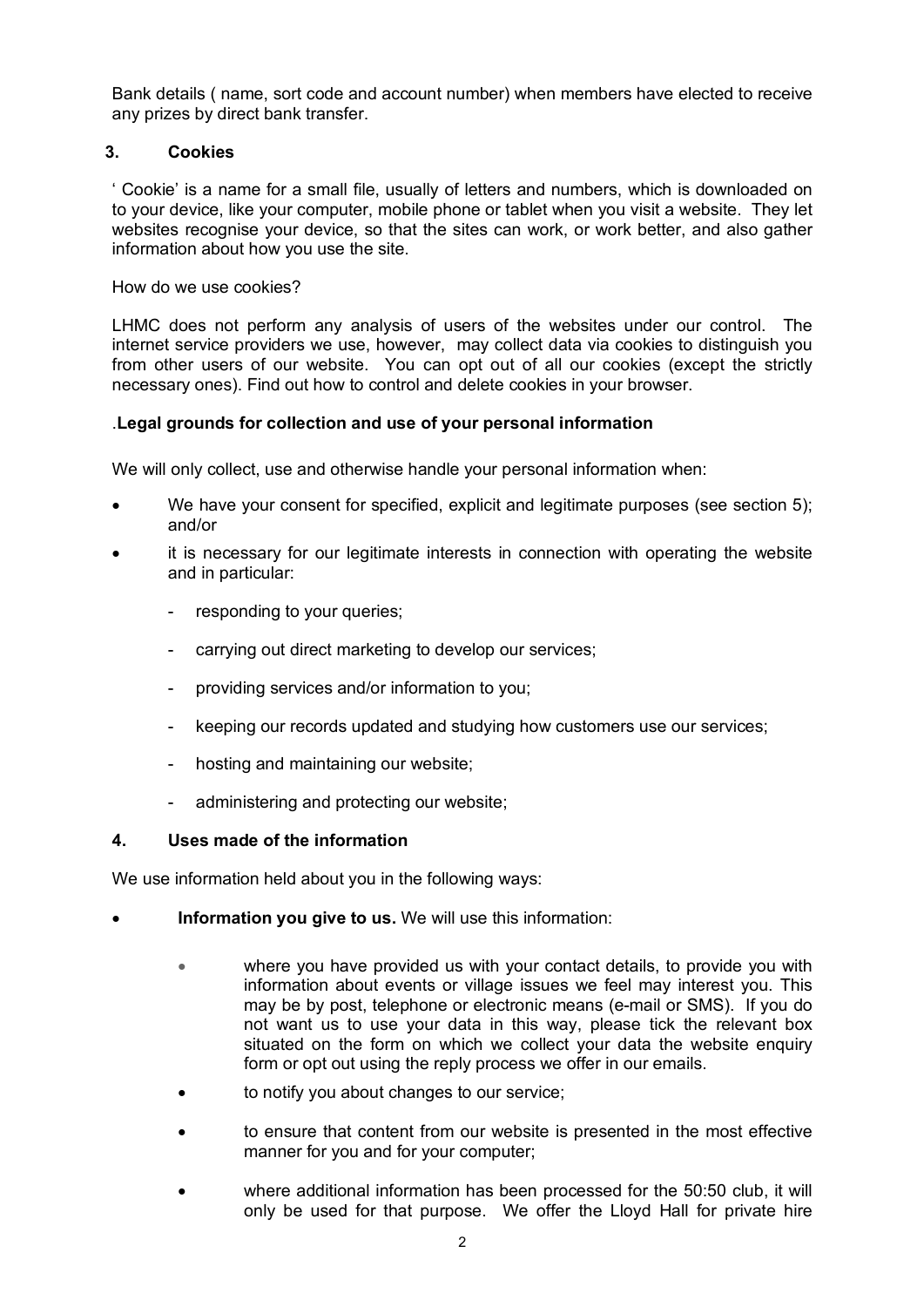Bank details ( name, sort code and account number) when members have elected to receive any prizes by direct bank transfer.

## 3. Cookies

' Cookie' is a name for a small file, usually of letters and numbers, which is downloaded on to your device, like your computer, mobile phone or tablet when you visit a website. They let websites recognise your device, so that the sites can work, or work better, and also gather information about how you use the site.

How do we use cookies?

LHMC does not perform any analysis of users of the websites under our control. The internet service providers we use, however, may collect data via cookies to distinguish you from other users of our website. You can opt out of all our cookies (except the strictly necessary ones). Find out how to control and delete cookies in your browser.

.**Legal grounds for collection and use of your personal information**

We will only collect, use and otherwise handle your personal information when:

- We have your consent for specified, explicit and legitimate purposes (see section 5); and/or
- it is necessary for our legitimate interests in connection with operating the website and in particular:
  - responding to your queries;
  - carrying out direct marketing to develop our services;
  - providing services and/or information to you;
  - keeping our records updated and studying how customers use our services;
  - hosting and maintaining our website;
  - administering and protecting our website;

## 4. Uses made of the information

We use information held about you in the following ways:

- **Information you give to us.** We will use this information:
  - where you have provided us with your contact details, to provide you with information about events or village issues we feel may interest you. This may be by post, telephone or electronic means (e-mail or SMS). If you do not want us to use your data in this way, please tick the relevant box situated on the form on which we collect your data the website enquiry form or opt out using the reply process we offer in our emails.
  - to notify you about changes to our service;
  - to ensure that content from our website is presented in the most effective manner for you and for your computer;
  - where additional information has been processed for the 50:50 club, it will only be used for that purpose. We offer the Lloyd Hall for private hire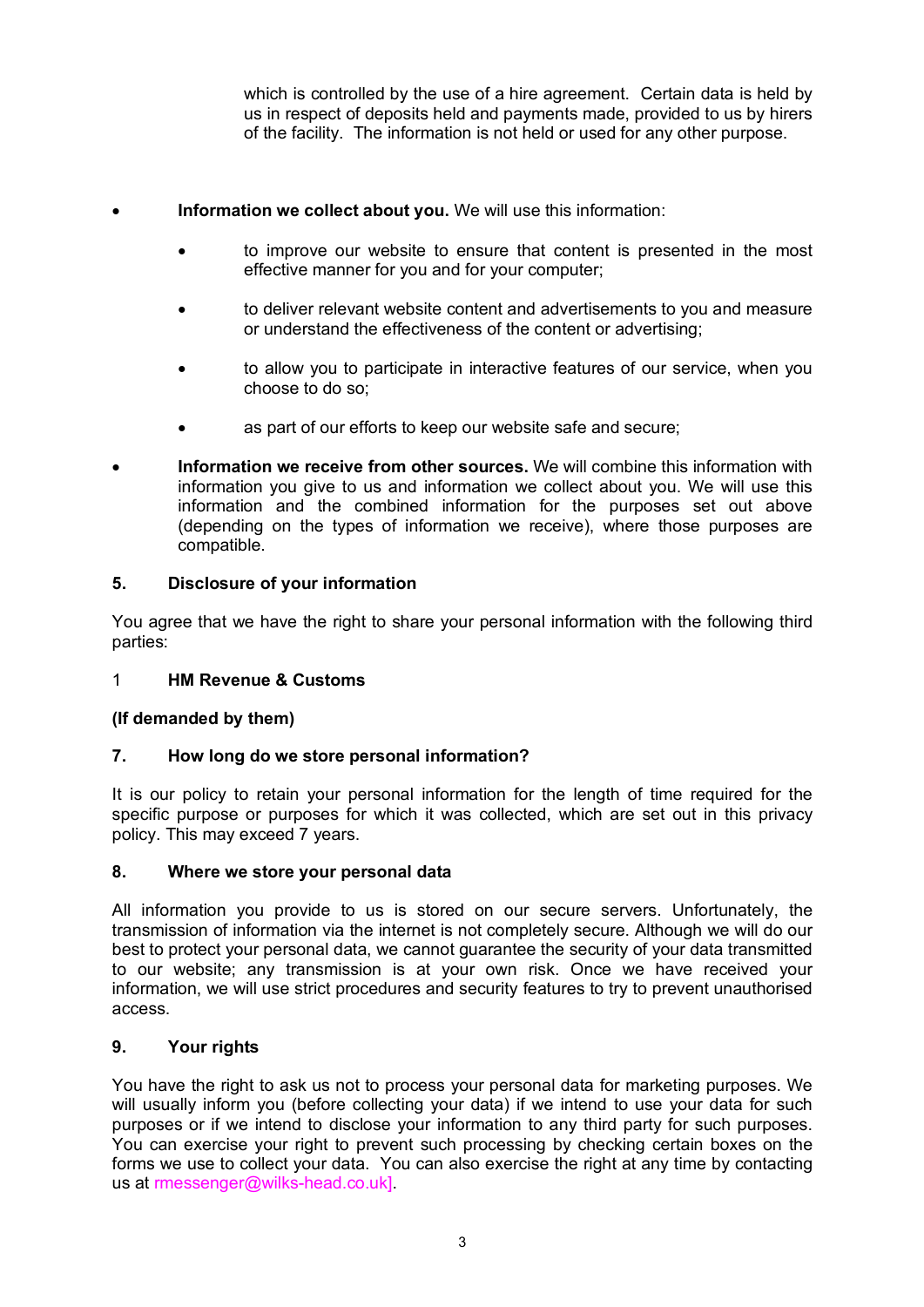which is controlled by the use of a hire agreement. Certain data is held by us in respect of deposits held and payments made, provided to us by hirers of the facility. The information is not held or used for any other purpose.

- **Information we collect about you.** We will use this information:
  - to improve our website to ensure that content is presented in the most effective manner for you and for your computer;
  - to deliver relevant website content and advertisements to you and measure or understand the effectiveness of the content or advertising;
  - to allow you to participate in interactive features of our service, when you choose to do so;
  - as part of our efforts to keep our website safe and secure;
- **Information we receive from other sources.** We will combine this information with information you give to us and information we collect about you. We will use this information and the combined information for the purposes set out above (depending on the types of information we receive), where those purposes are compatible.

**5. Disclosure of your information**

You agree that we have the right to share your personal information with the following third parties:

1 **HM Revenue & Customs**

**(If demanded by them)**

**7. How long do we store personal information?**

It is our policy to retain your personal information for the length of time required for the specific purpose or purposes for which it was collected, which are set out in this privacy policy. This may exceed 7 years.

**8. Where we store your personal data**

All information you provide to us is stored on our secure servers. Unfortunately, the transmission of information via the internet is not completely secure. Although we will do our best to protect your personal data, we cannot guarantee the security of your data transmitted to our website; any transmission is at your own risk. Once we have received your information, we will use strict procedures and security features to try to prevent unauthorised access.

**9. Your rights**

You have the right to ask us not to process your personal data for marketing purposes. We will usually inform you (before collecting your data) if we intend to use your data for such purposes or if we intend to disclose your information to any third party for such purposes. You can exercise your right to prevent such processing by checking certain boxes on the forms we use to collect your data. You can also exercise the right at any time by contacting us at rmessenger@wilks-head.co.uk].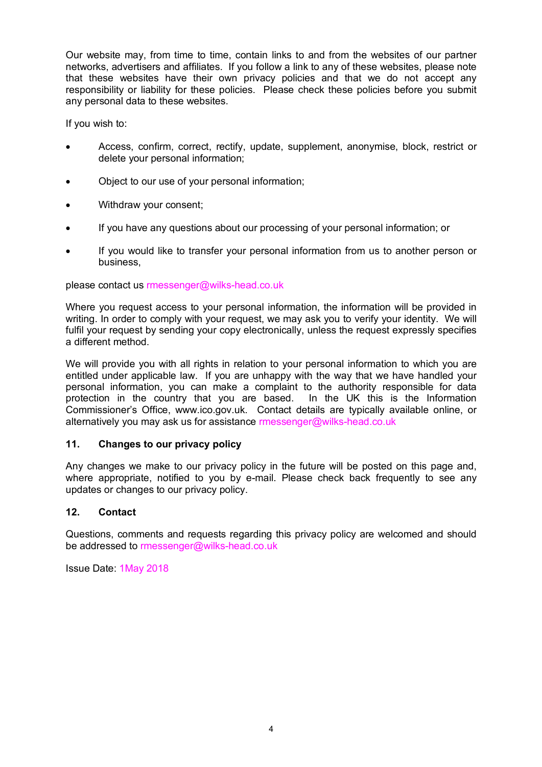Our website may, from time to time, contain links to and from the websites of our partner networks, advertisers and affiliates. If you follow a link to any of these websites, please note that these websites have their own privacy policies and that we do not accept any responsibility or liability for these policies. Please check these policies before you submit any personal data to these websites.

If you wish to:

- Access, confirm, correct, rectify, update, supplement, anonymise, block, restrict or delete your personal information;
- Object to our use of your personal information;
- Withdraw your consent;
- If you have any questions about our processing of your personal information; or
- If you would like to transfer your personal information from us to another person or business,

please contact us rmessenger@wilks-head.co.uk

Where you request access to your personal information, the information will be provided in writing. In order to comply with your request, we may ask you to verify your identity. We will fulfil your request by sending your copy electronically, unless the request expressly specifies a different method.

We will provide you with all rights in relation to your personal information to which you are entitled under applicable law. If you are unhappy with the way that we have handled your personal information, you can make a complaint to the authority responsible for data protection in the country that you are based. In the UK this is the Information Commissioner's Office, www.ico.gov.uk. Contact details are typically available online, or alternatively you may ask us for assistance rmessenger@wilks-head.co.uk

## 11. Changes to our privacy policy

Any changes we make to our privacy policy in the future will be posted on this page and, where appropriate, notified to you by e-mail. Please check back frequently to see any updates or changes to our privacy policy.

## 12. Contact

Questions, comments and requests regarding this privacy policy are welcomed and should be addressed to rmessenger@wilks-head.co.uk

Issue Date: 1May 2018